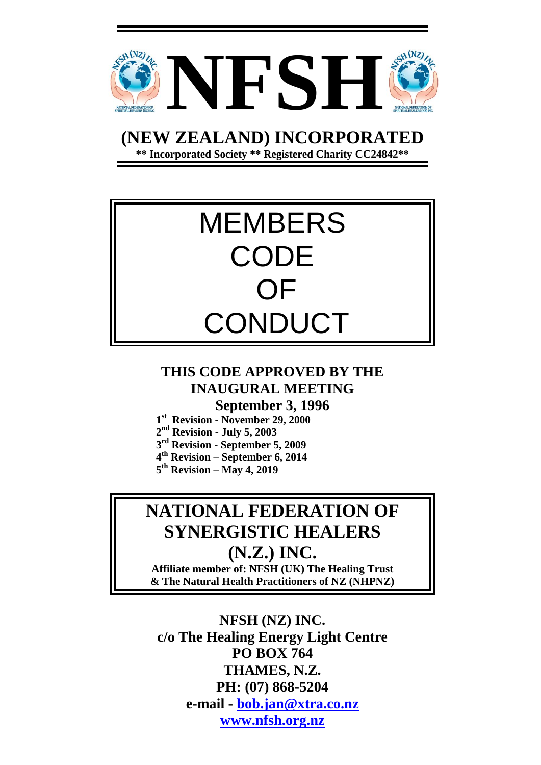# NFSH

## (NEW ZEALAND) INCORPORATED

**\*\* Incorporated Society \*\* Registered Charity CC24842\*\***

# MEMBERS CODE OF CONDUCT

**THIS CODE APPROVED BY THE INAUGURAL MEETING**
**September 3, 1996**

**1st Revision - November 29, 2000**
**2nd Revision - July 5, 2003**
**3rd Revision - September 5, 2009**
**4th Revision – September 6, 2014**
**5th Revision – May 4, 2019**

## NATIONAL FEDERATION OF SYNERGISTIC HEALERS (N.Z.) INC.

**Affiliate member of: NFSH (UK) The Healing Trust & The Natural Health Practitioners of NZ (NHPNZ)**

**NFSH (NZ) INC.**
**c/o The Healing Energy Light Centre**
**PO BOX 764**
**THAMES, N.Z.**
**PH: (07) 868-5204**
**e-mail - bob.jan@xtra.co.nz**
**www.nfsh.org.nz**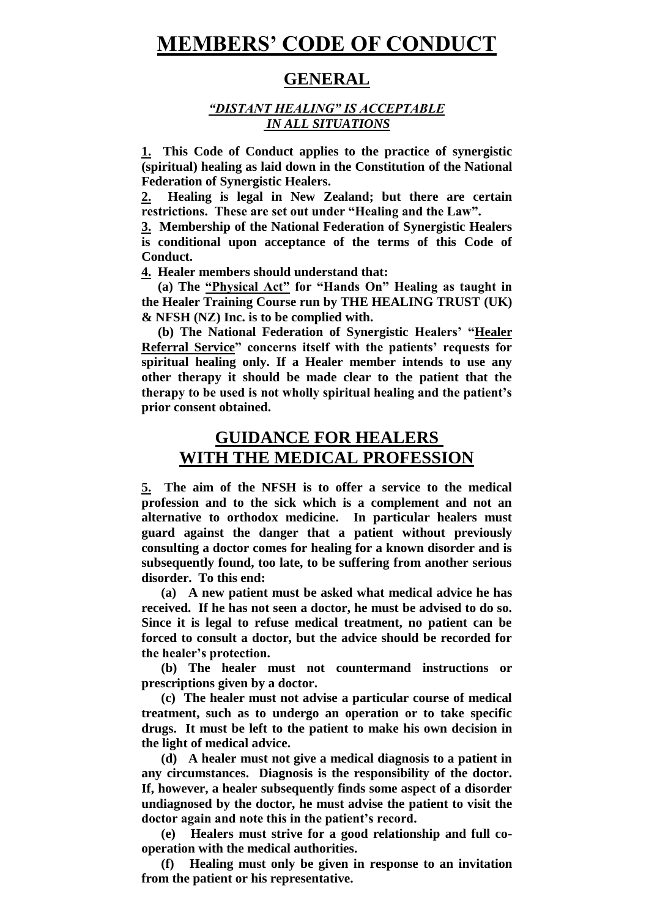# MEMBERS' CODE OF CONDUCT

## GENERAL

***"DISTANT HEALING" IS ACCEPTABLE IN ALL SITUATIONS***

**1. This Code of Conduct applies to the practice of synergistic (spiritual) healing as laid down in the Constitution of the National Federation of Synergistic Healers.**

**2. Healing is legal in New Zealand; but there are certain restrictions. These are set out under "Healing and the Law".**

**3. Membership of the National Federation of Synergistic Healers is conditional upon acceptance of the terms of this Code of Conduct.**

**4. Healer members should understand that:**

**(a) The "Physical Act" for "Hands On" Healing as taught in the Healer Training Course run by THE HEALING TRUST (UK) & NFSH (NZ) Inc. is to be complied with.**

**(b) The National Federation of Synergistic Healers' "Healer Referral Service" concerns itself with the patients' requests for spiritual healing only. If a Healer member intends to use any other therapy it should be made clear to the patient that the therapy to be used is not wholly spiritual healing and the patient's prior consent obtained.**

## GUIDANCE FOR HEALERS WITH THE MEDICAL PROFESSION

**5. The aim of the NFSH is to offer a service to the medical profession and to the sick which is a complement and not an alternative to orthodox medicine. In particular healers must guard against the danger that a patient without previously consulting a doctor comes for healing for a known disorder and is subsequently found, too late, to be suffering from another serious disorder. To this end:**

**(a) A new patient must be asked what medical advice he has received. If he has not seen a doctor, he must be advised to do so. Since it is legal to refuse medical treatment, no patient can be forced to consult a doctor, but the advice should be recorded for the healer's protection.**

**(b) The healer must not countermand instructions or prescriptions given by a doctor.**

**(c) The healer must not advise a particular course of medical treatment, such as to undergo an operation or to take specific drugs. It must be left to the patient to make his own decision in the light of medical advice.**

**(d) A healer must not give a medical diagnosis to a patient in any circumstances. Diagnosis is the responsibility of the doctor. If, however, a healer subsequently finds some aspect of a disorder undiagnosed by the doctor, he must advise the patient to visit the doctor again and note this in the patient's record.**

**(e) Healers must strive for a good relationship and full co-operation with the medical authorities.**

**(f) Healing must only be given in response to an invitation from the patient or his representative.**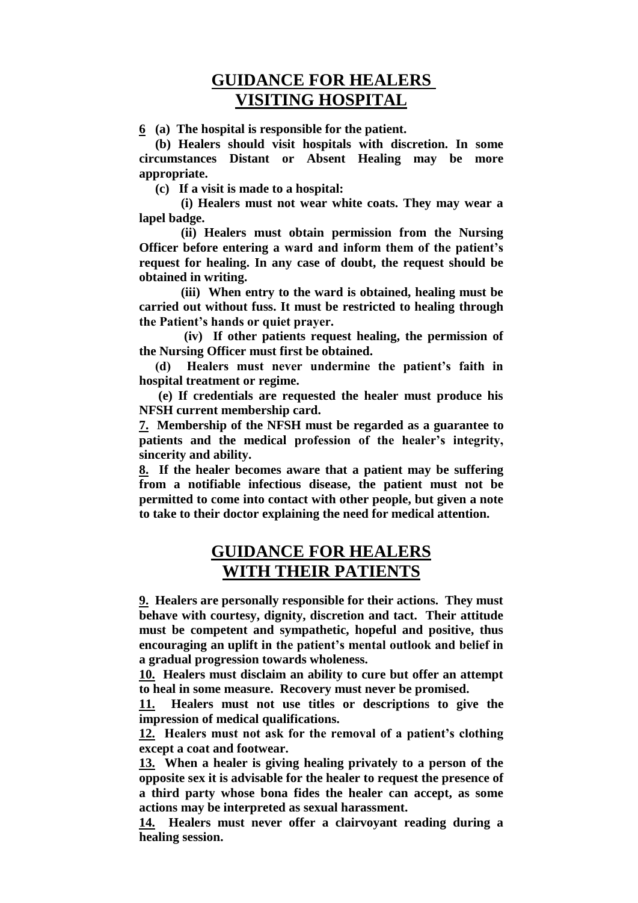## GUIDANCE FOR HEALERS VISITING HOSPITAL

**6 (a) The hospital is responsible for the patient.**

**(b) Healers should visit hospitals with discretion. In some circumstances Distant or Absent Healing may be more appropriate.**

**(c) If a visit is made to a hospital:**

**(i) Healers must not wear white coats. They may wear a lapel badge.**

**(ii) Healers must obtain permission from the Nursing Officer before entering a ward and inform them of the patient's request for healing. In any case of doubt, the request should be obtained in writing.**

**(iii) When entry to the ward is obtained, healing must be carried out without fuss. It must be restricted to healing through the Patient's hands or quiet prayer.**

**(iv) If other patients request healing, the permission of the Nursing Officer must first be obtained.**

**(d) Healers must never undermine the patient's faith in hospital treatment or regime.**

**(e) If credentials are requested the healer must produce his NFSH current membership card.**

**7. Membership of the NFSH must be regarded as a guarantee to patients and the medical profession of the healer's integrity, sincerity and ability.**

**8. If the healer becomes aware that a patient may be suffering from a notifiable infectious disease, the patient must not be permitted to come into contact with other people, but given a note to take to their doctor explaining the need for medical attention.**

## GUIDANCE FOR HEALERS WITH THEIR PATIENTS

**9. Healers are personally responsible for their actions. They must behave with courtesy, dignity, discretion and tact. Their attitude must be competent and sympathetic, hopeful and positive, thus encouraging an uplift in the patient's mental outlook and belief in a gradual progression towards wholeness.**

**10. Healers must disclaim an ability to cure but offer an attempt to heal in some measure. Recovery must never be promised.**

**11. Healers must not use titles or descriptions to give the impression of medical qualifications.**

**12. Healers must not ask for the removal of a patient's clothing except a coat and footwear.**

**13. When a healer is giving healing privately to a person of the opposite sex it is advisable for the healer to request the presence of a third party whose bona fides the healer can accept, as some actions may be interpreted as sexual harassment.**

**14. Healers must never offer a clairvoyant reading during a healing session.**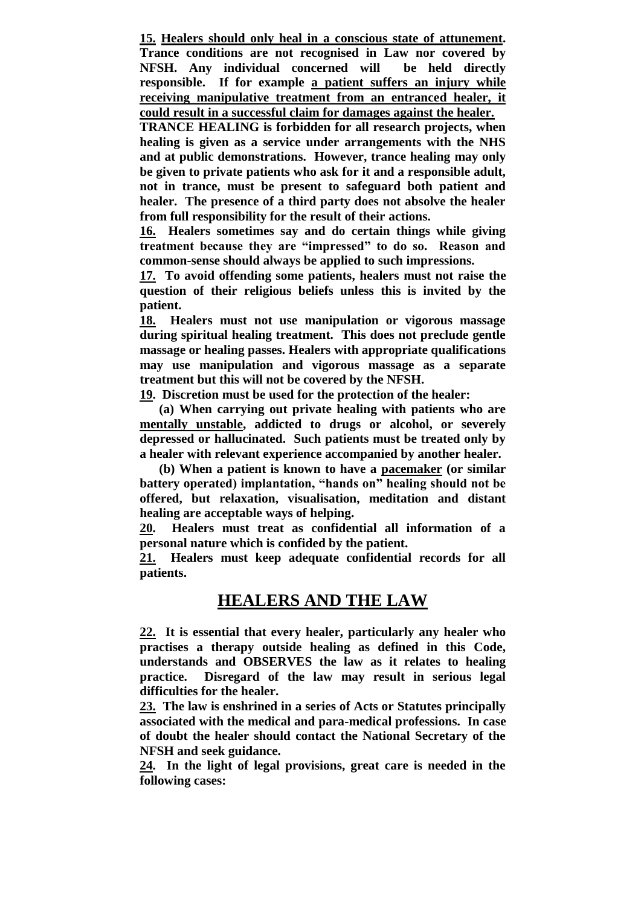**<u>15.</u> <u>Healers should only heal in a conscious state of attunement</u>. Trance conditions are not recognised in Law nor covered by NFSH. Any individual concerned will be held directly responsible. If for example <u>a patient suffers an injury while receiving manipulative treatment from an entranced healer, it could result in a successful claim for damages against the healer.</u>**

**TRANCE HEALING is forbidden for all research projects, when healing is given as a service under arrangements with the NHS and at public demonstrations. However, trance healing may only be given to private patients who ask for it and a responsible adult, not in trance, must be present to safeguard both patient and healer. The presence of a third party does not absolve the healer from full responsibility for the result of their actions.**

**<u>16.</u> Healers sometimes say and do certain things while giving treatment because they are "impressed" to do so. Reason and common-sense should always be applied to such impressions.**

**<u>17.</u> To avoid offending some patients, healers must not raise the question of their religious beliefs unless this is invited by the patient.**

**<u>18.</u> Healers must not use manipulation or vigorous massage during spiritual healing treatment. This does not preclude gentle massage or healing passes. Healers with appropriate qualifications may use manipulation and vigorous massage as a separate treatment but this will not be covered by the NFSH.**

**<u>19</u>. Discretion must be used for the protection of the healer:**

**(a) When carrying out private healing with patients who are <u>mentally unstable</u>, addicted to drugs or alcohol, or severely depressed or hallucinated. Such patients must be treated only by a healer with relevant experience accompanied by another healer.**

**(b) When a patient is known to have a <u>pacemaker</u> (or similar battery operated) implantation, "hands on" healing should not be offered, but relaxation, visualisation, meditation and distant healing are acceptable ways of helping.**

**<u>20</u>. Healers must treat as confidential all information of a personal nature which is confided by the patient.**

**<u>21.</u> Healers must keep adequate confidential records for all patients.**

## <u>HEALERS AND THE LAW</u>

**<u>22.</u> It is essential that every healer, particularly any healer who practises a therapy outside healing as defined in this Code, understands and OBSERVES the law as it relates to healing practice. Disregard of the law may result in serious legal difficulties for the healer.**

**<u>23.</u> The law is enshrined in a series of Acts or Statutes principally associated with the medical and para-medical professions. In case of doubt the healer should contact the National Secretary of the NFSH and seek guidance.**

**<u>24</u>. In the light of legal provisions, great care is needed in the following cases:**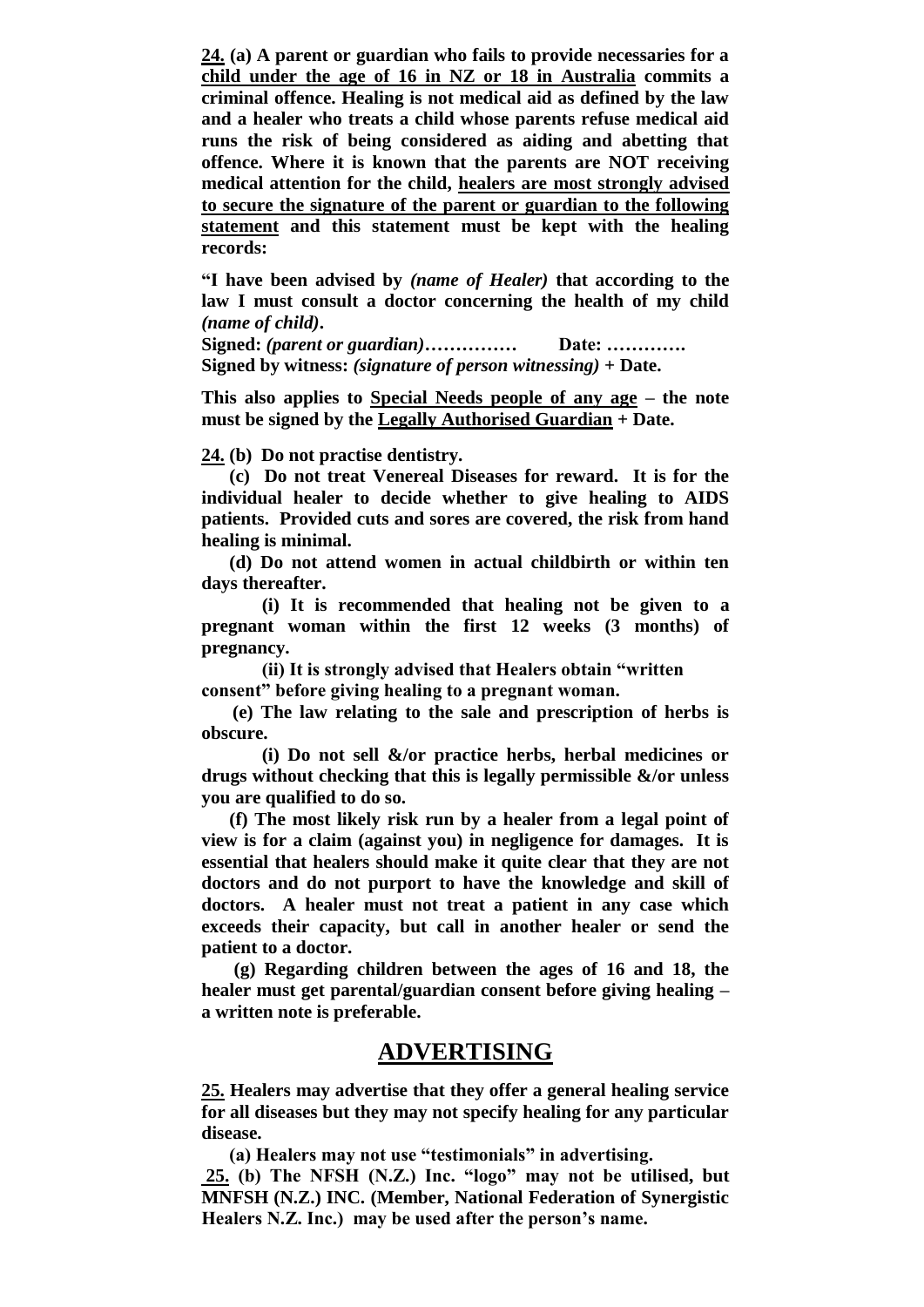**24. (a) A parent or guardian who fails to provide necessaries for a child under the age of 16 in NZ or 18 in Australia commits a criminal offence. Healing is not medical aid as defined by the law and a healer who treats a child whose parents refuse medical aid runs the risk of being considered as aiding and abetting that offence. Where it is known that the parents are NOT receiving medical attention for the child, healers are most strongly advised to secure the signature of the parent or guardian to the following statement and this statement must be kept with the healing records:**

**"I have been advised by *(name of Healer)* that according to the law I must consult a doctor concerning the health of my child *(name of child)*.**
**Signed: *(parent or guardian)*…………… Date: ………….**
**Signed by witness: *(signature of person witnessing)* + Date.**

**This also applies to Special Needs people of any age – the note must be signed by the Legally Authorised Guardian + Date.**

**24. (b) Do not practise dentistry.**

**(c) Do not treat Venereal Diseases for reward. It is for the individual healer to decide whether to give healing to AIDS patients. Provided cuts and sores are covered, the risk from hand healing is minimal.**

**(d) Do not attend women in actual childbirth or within ten days thereafter.**

**(i) It is recommended that healing not be given to a pregnant woman within the first 12 weeks (3 months) of pregnancy.**

**(ii) It is strongly advised that Healers obtain "written consent" before giving healing to a pregnant woman.**

**(e) The law relating to the sale and prescription of herbs is obscure.**

**(i) Do not sell &/or practice herbs, herbal medicines or drugs without checking that this is legally permissible &/or unless you are qualified to do so.**

**(f) The most likely risk run by a healer from a legal point of view is for a claim (against you) in negligence for damages. It is essential that healers should make it quite clear that they are not doctors and do not purport to have the knowledge and skill of doctors. A healer must not treat a patient in any case which exceeds their capacity, but call in another healer or send the patient to a doctor.**

**(g) Regarding children between the ages of 16 and 18, the healer must get parental/guardian consent before giving healing – a written note is preferable.**

## ADVERTISING

**25. Healers may advertise that they offer a general healing service for all diseases but they may not specify healing for any particular disease.**

**(a) Healers may not use "testimonials" in advertising.**

**25. (b) The NFSH (N.Z.) Inc. "logo" may not be utilised, but MNFSH (N.Z.) INC. (Member, National Federation of Synergistic Healers N.Z. Inc.) may be used after the person's name.**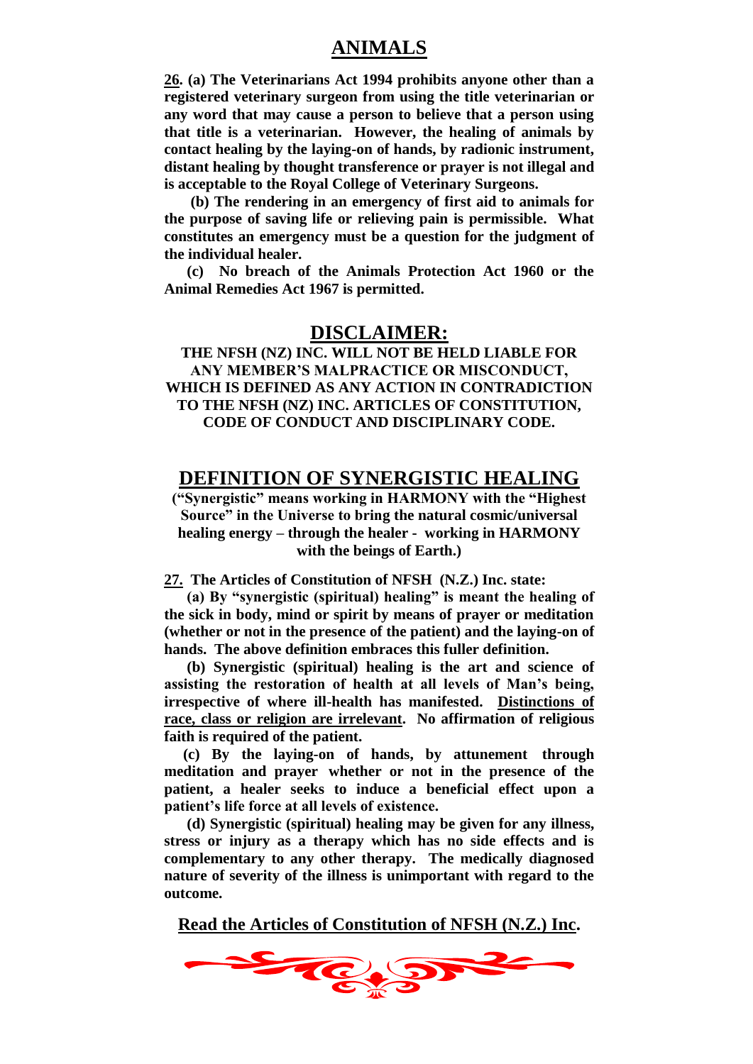## ANIMALS

**26. (a) The Veterinarians Act 1994 prohibits anyone other than a registered veterinary surgeon from using the title veterinarian or any word that may cause a person to believe that a person using that title is a veterinarian. However, the healing of animals by contact healing by the laying-on of hands, by radionic instrument, distant healing by thought transference or prayer is not illegal and is acceptable to the Royal College of Veterinary Surgeons.**

**(b) The rendering in an emergency of first aid to animals for the purpose of saving life or relieving pain is permissible. What constitutes an emergency must be a question for the judgment of the individual healer.**

**(c) No breach of the Animals Protection Act 1960 or the Animal Remedies Act 1967 is permitted.**

## DISCLAIMER:

**THE NFSH (NZ) INC. WILL NOT BE HELD LIABLE FOR ANY MEMBER'S MALPRACTICE OR MISCONDUCT, WHICH IS DEFINED AS ANY ACTION IN CONTRADICTION TO THE NFSH (NZ) INC. ARTICLES OF CONSTITUTION, CODE OF CONDUCT AND DISCIPLINARY CODE.**

## DEFINITION OF SYNERGISTIC HEALING

**("Synergistic" means working in HARMONY with the "Highest Source" in the Universe to bring the natural cosmic/universal healing energy – through the healer - working in HARMONY with the beings of Earth.)**

**27. The Articles of Constitution of NFSH (N.Z.) Inc. state:**

**(a) By "synergistic (spiritual) healing" is meant the healing of the sick in body, mind or spirit by means of prayer or meditation (whether or not in the presence of the patient) and the laying-on of hands. The above definition embraces this fuller definition.**

**(b) Synergistic (spiritual) healing is the art and science of assisting the restoration of health at all levels of Man's being, irrespective of where ill-health has manifested. Distinctions of race, class or religion are irrelevant. No affirmation of religious faith is required of the patient.**

**(c) By the laying-on of hands, by attunement through meditation and prayer whether or not in the presence of the patient, a healer seeks to induce a beneficial effect upon a patient's life force at all levels of existence.**

**(d) Synergistic (spiritual) healing may be given for any illness, stress or injury as a therapy which has no side effects and is complementary to any other therapy. The medically diagnosed nature of severity of the illness is unimportant with regard to the outcome.**

**Read the Articles of Constitution of NFSH (N.Z.) Inc.**